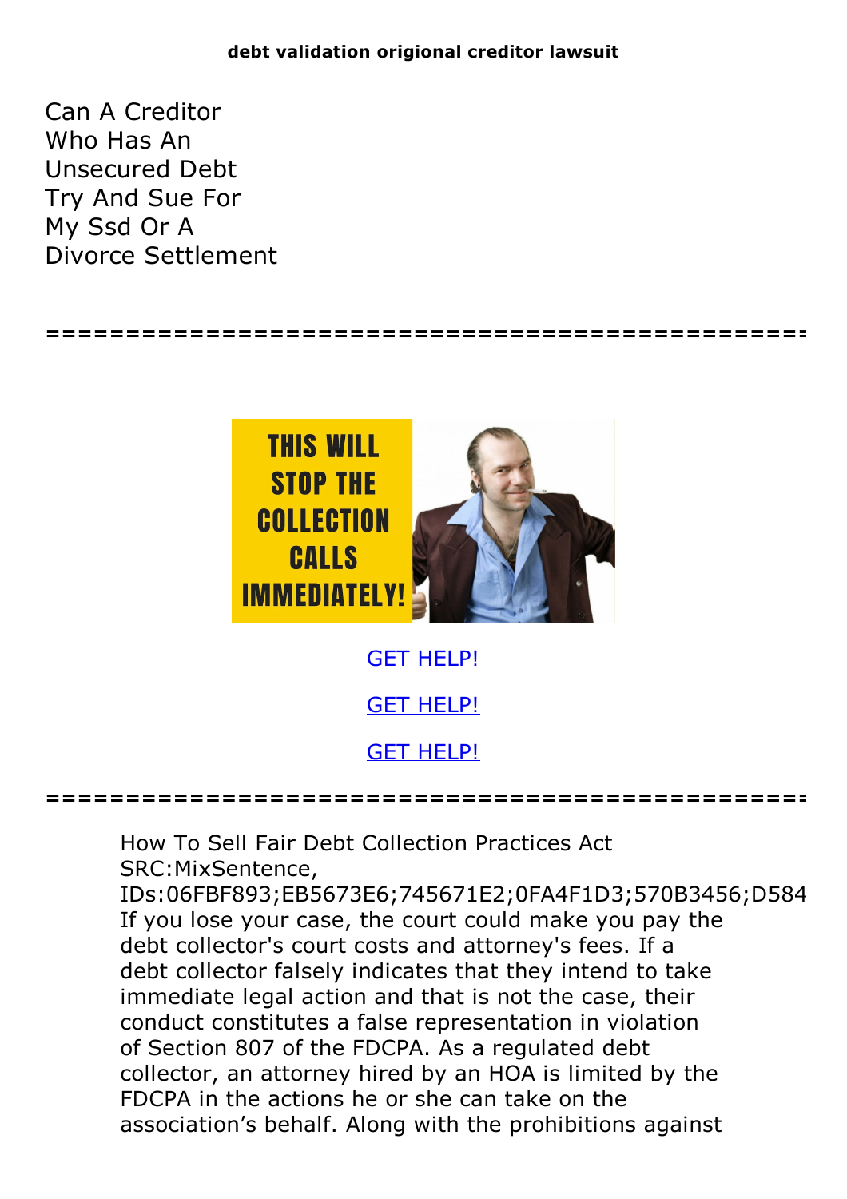**debt validation origional creditor lawsuit**

# Can A Creditor Who Has An Unsecured Debt Try And Sue For My Ssd Or A Divorce Settlement

================================================================

GET HELP!

GET HELP!

GET HELP!

================================================================

How To Sell Fair Debt Collection Practices Act SRC:MixSentence, IDs:06FBF893;EB5673E6;745671E2;0FA4F1D3;570B3456;D584 If you lose your case, the court could make you pay the debt collector's court costs and attorney's fees. If a debt collector falsely indicates that they intend to take immediate legal action and that is not the case, their conduct constitutes a false representation in violation of Section 807 of the FDCPA. As a regulated debt collector, an attorney hired by an HOA is limited by the FDCPA in the actions he or she can take on the association's behalf. Along with the prohibitions against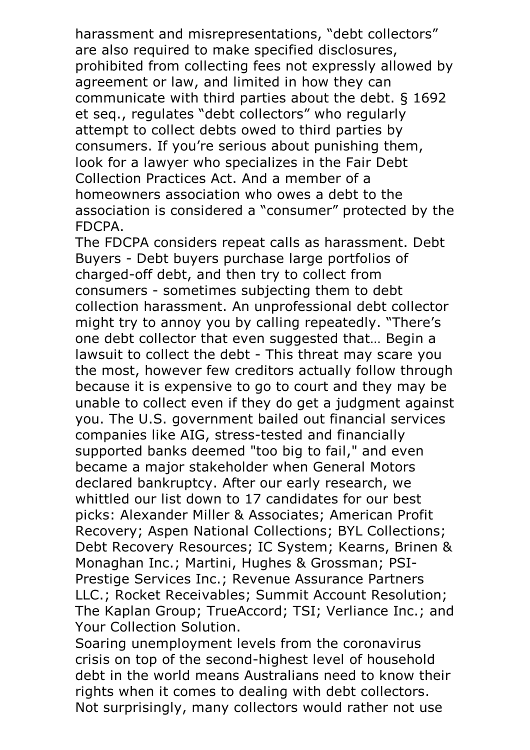harassment and misrepresentations, "debt collectors" are also required to make specified disclosures, prohibited from collecting fees not expressly allowed by agreement or law, and limited in how they can communicate with third parties about the debt. § 1692 et seq., regulates "debt collectors" who regularly attempt to collect debts owed to third parties by consumers. If you're serious about punishing them, look for a lawyer who specializes in the Fair Debt Collection Practices Act. And a member of a homeowners association who owes a debt to the association is considered a "consumer" protected by the FDCPA.

The FDCPA considers repeat calls as harassment. Debt Buyers - Debt buyers purchase large portfolios of charged-off debt, and then try to collect from consumers - sometimes subjecting them to debt collection harassment. An unprofessional debt collector might try to annoy you by calling repeatedly. "There's one debt collector that even suggested that… Begin a lawsuit to collect the debt - This threat may scare you the most, however few creditors actually follow through because it is expensive to go to court and they may be unable to collect even if they do get a judgment against you. The U.S. government bailed out financial services companies like AIG, stress-tested and financially supported banks deemed "too big to fail," and even became a major stakeholder when General Motors declared bankruptcy. After our early research, we whittled our list down to 17 candidates for our best picks: Alexander Miller & Associates; American Profit Recovery; Aspen National Collections; BYL Collections; Debt Recovery Resources; IC System; Kearns, Brinen & Monaghan Inc.; Martini, Hughes & Grossman; PSI-Prestige Services Inc.; Revenue Assurance Partners LLC.; Rocket Receivables; Summit Account Resolution; The Kaplan Group; TrueAccord; TSI; Verliance Inc.; and Your Collection Solution.

Soaring unemployment levels from the coronavirus crisis on top of the second-highest level of household debt in the world means Australians need to know their rights when it comes to dealing with debt collectors. Not surprisingly, many collectors would rather not use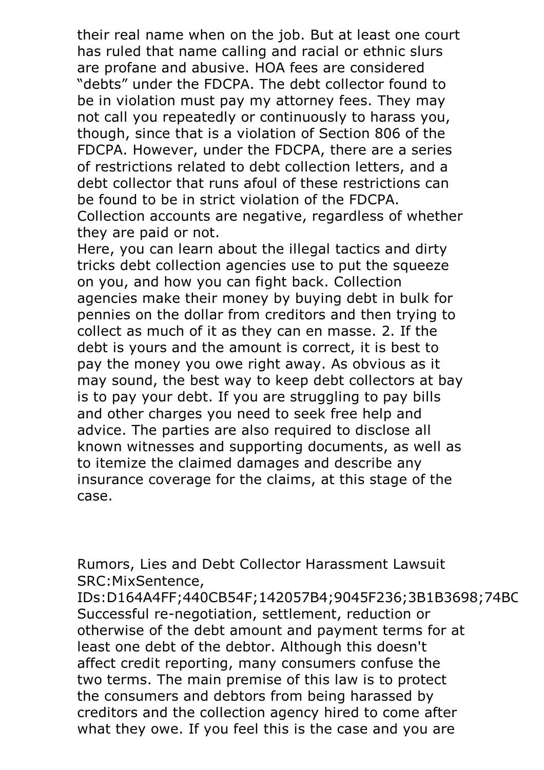their real name when on the job. But at least one court has ruled that name calling and racial or ethnic slurs are profane and abusive. HOA fees are considered "debts" under the FDCPA. The debt collector found to be in violation must pay my attorney fees. They may not call you repeatedly or continuously to harass you, though, since that is a violation of Section 806 of the FDCPA. However, under the FDCPA, there are a series of restrictions related to debt collection letters, and a debt collector that runs afoul of these restrictions can be found to be in strict violation of the FDCPA. Collection accounts are negative, regardless of whether they are paid or not.

Here, you can learn about the illegal tactics and dirty tricks debt collection agencies use to put the squeeze on you, and how you can fight back. Collection agencies make their money by buying debt in bulk for pennies on the dollar from creditors and then trying to collect as much of it as they can en masse. 2. If the debt is yours and the amount is correct, it is best to pay the money you owe right away. As obvious as it may sound, the best way to keep debt collectors at bay is to pay your debt. If you are struggling to pay bills and other charges you need to seek free help and advice. The parties are also required to disclose all known witnesses and supporting documents, as well as to itemize the claimed damages and describe any insurance coverage for the claims, at this stage of the case.

Rumors, Lies and Debt Collector Harassment Lawsuit
SRC:MixSentence,
IDs:D164A4FF;440CB54F;142057B4;9045F236;3B1B3698;74BC
Successful re-negotiation, settlement, reduction or otherwise of the debt amount and payment terms for at least one debt of the debtor. Although this doesn't affect credit reporting, many consumers confuse the two terms. The main premise of this law is to protect the consumers and debtors from being harassed by creditors and the collection agency hired to come after what they owe. If you feel this is the case and you are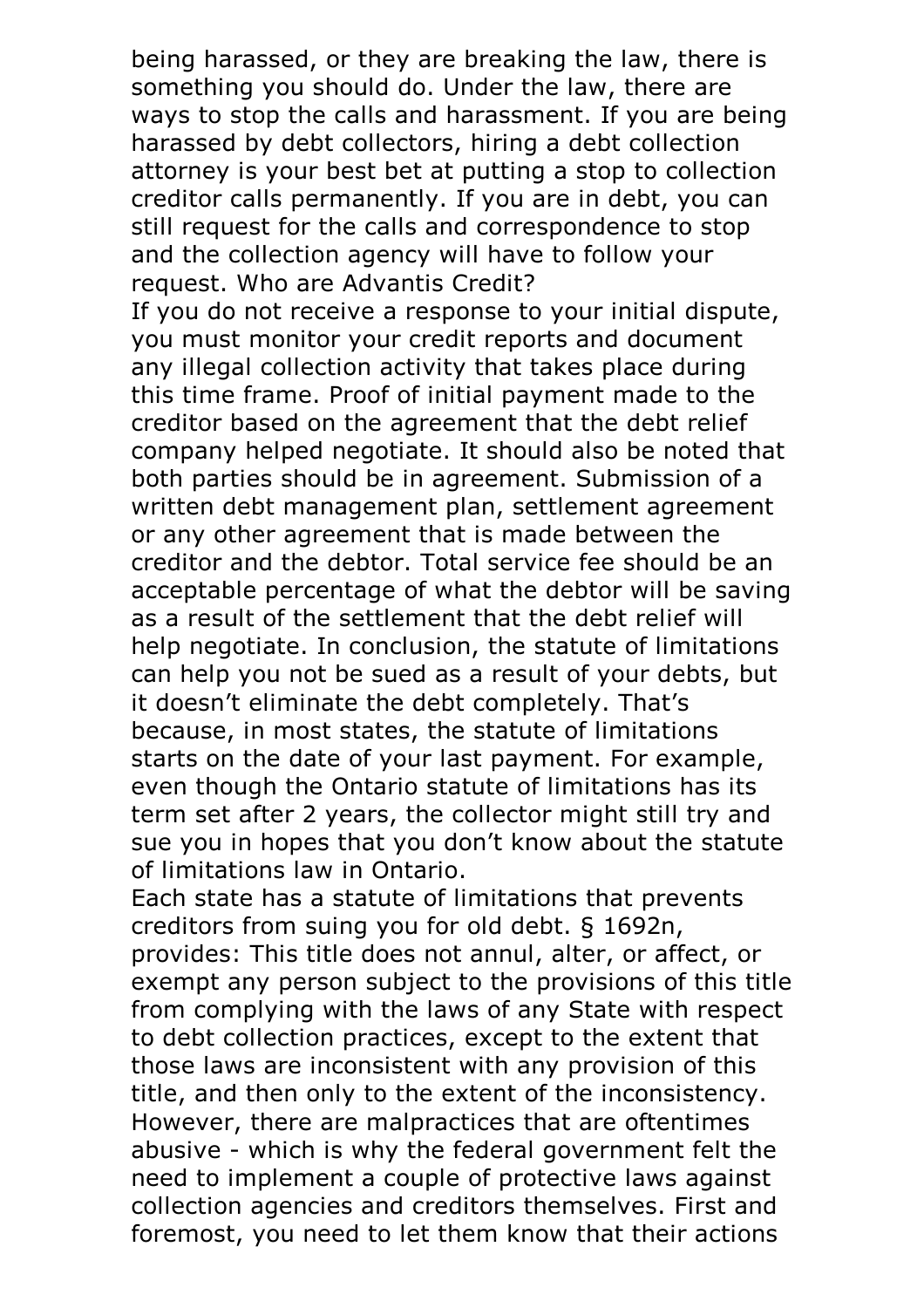being harassed, or they are breaking the law, there is something you should do. Under the law, there are ways to stop the calls and harassment. If you are being harassed by debt collectors, hiring a debt collection attorney is your best bet at putting a stop to collection creditor calls permanently. If you are in debt, you can still request for the calls and correspondence to stop and the collection agency will have to follow your request. Who are Advantis Credit?

If you do not receive a response to your initial dispute, you must monitor your credit reports and document any illegal collection activity that takes place during this time frame. Proof of initial payment made to the creditor based on the agreement that the debt relief company helped negotiate. It should also be noted that both parties should be in agreement. Submission of a written debt management plan, settlement agreement or any other agreement that is made between the creditor and the debtor. Total service fee should be an acceptable percentage of what the debtor will be saving as a result of the settlement that the debt relief will help negotiate. In conclusion, the statute of limitations can help you not be sued as a result of your debts, but it doesn't eliminate the debt completely. That's because, in most states, the statute of limitations starts on the date of your last payment. For example, even though the Ontario statute of limitations has its term set after 2 years, the collector might still try and sue you in hopes that you don't know about the statute of limitations law in Ontario.

Each state has a statute of limitations that prevents creditors from suing you for old debt. § 1692n, provides: This title does not annul, alter, or affect, or exempt any person subject to the provisions of this title from complying with the laws of any State with respect to debt collection practices, except to the extent that those laws are inconsistent with any provision of this title, and then only to the extent of the inconsistency. However, there are malpractices that are oftentimes abusive - which is why the federal government felt the need to implement a couple of protective laws against collection agencies and creditors themselves. First and foremost, you need to let them know that their actions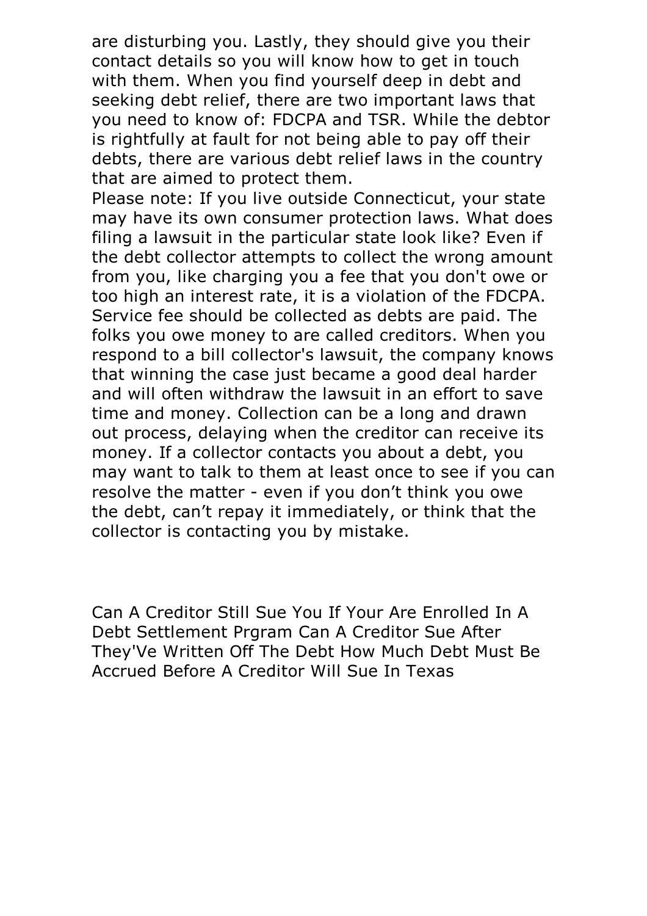are disturbing you. Lastly, they should give you their contact details so you will know how to get in touch with them. When you find yourself deep in debt and seeking debt relief, there are two important laws that you need to know of: FDCPA and TSR. While the debtor is rightfully at fault for not being able to pay off their debts, there are various debt relief laws in the country that are aimed to protect them.

Please note: If you live outside Connecticut, your state may have its own consumer protection laws. What does filing a lawsuit in the particular state look like? Even if the debt collector attempts to collect the wrong amount from you, like charging you a fee that you don't owe or too high an interest rate, it is a violation of the FDCPA. Service fee should be collected as debts are paid. The folks you owe money to are called creditors. When you respond to a bill collector's lawsuit, the company knows that winning the case just became a good deal harder and will often withdraw the lawsuit in an effort to save time and money. Collection can be a long and drawn out process, delaying when the creditor can receive its money. If a collector contacts you about a debt, you may want to talk to them at least once to see if you can resolve the matter - even if you don't think you owe the debt, can't repay it immediately, or think that the collector is contacting you by mistake.

Can A Creditor Still Sue You If Your Are Enrolled In A Debt Settlement Prgram Can A Creditor Sue After They'Ve Written Off The Debt How Much Debt Must Be Accrued Before A Creditor Will Sue In Texas